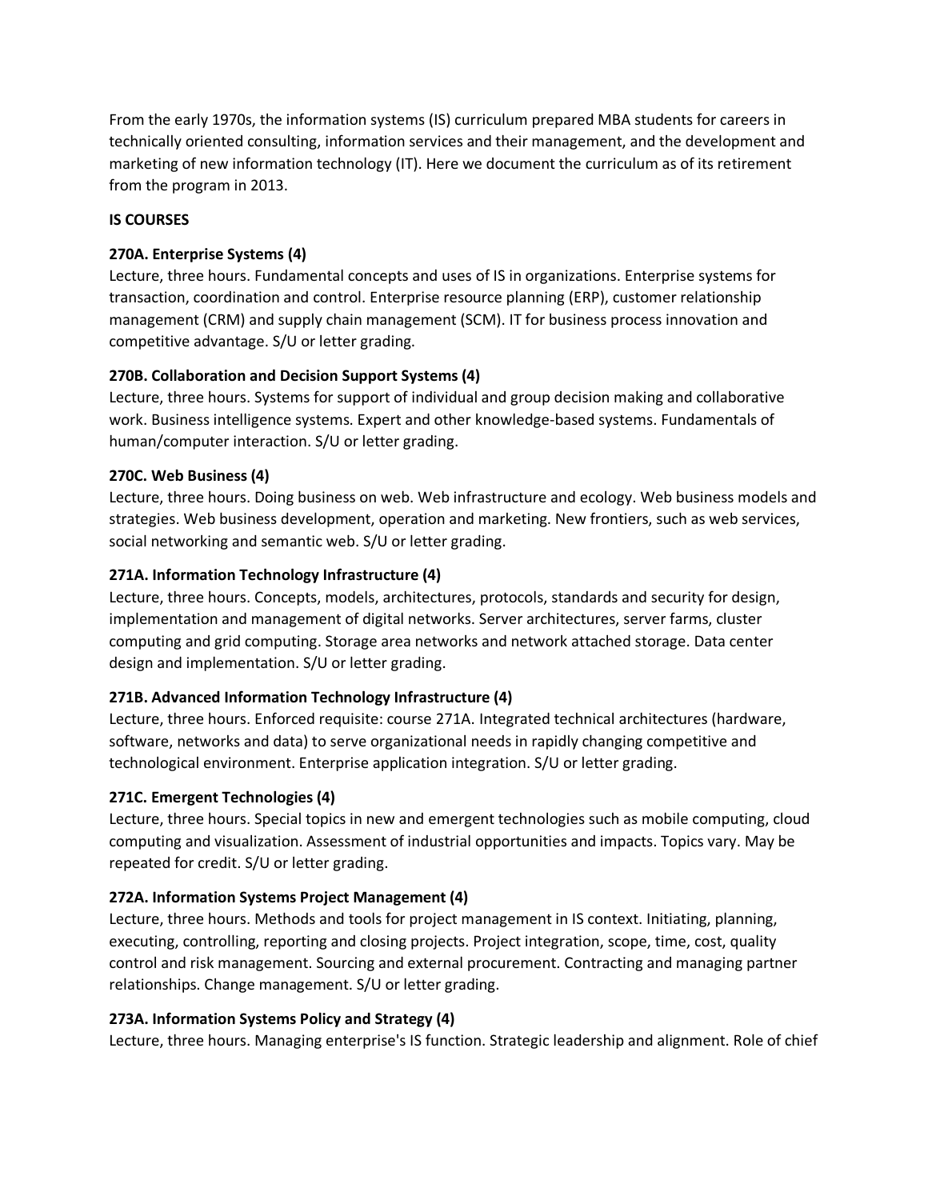From the early 1970s, the information systems (IS) curriculum prepared MBA students for careers in technically oriented consulting, information services and their management, and the development and marketing of new information technology (IT). Here we document the curriculum as of its retirement from the program in 2013.

## IS COURSES

**270A. Enterprise Systems (4)**
Lecture, three hours. Fundamental concepts and uses of IS in organizations. Enterprise systems for transaction, coordination and control. Enterprise resource planning (ERP), customer relationship management (CRM) and supply chain management (SCM). IT for business process innovation and competitive advantage. S/U or letter grading.

**270B. Collaboration and Decision Support Systems (4)**
Lecture, three hours. Systems for support of individual and group decision making and collaborative work. Business intelligence systems. Expert and other knowledge-based systems. Fundamentals of human/computer interaction. S/U or letter grading.

**270C. Web Business (4)**
Lecture, three hours. Doing business on web. Web infrastructure and ecology. Web business models and strategies. Web business development, operation and marketing. New frontiers, such as web services, social networking and semantic web. S/U or letter grading.

**271A. Information Technology Infrastructure (4)**
Lecture, three hours. Concepts, models, architectures, protocols, standards and security for design, implementation and management of digital networks. Server architectures, server farms, cluster computing and grid computing. Storage area networks and network attached storage. Data center design and implementation. S/U or letter grading.

**271B. Advanced Information Technology Infrastructure (4)**
Lecture, three hours. Enforced requisite: course 271A. Integrated technical architectures (hardware, software, networks and data) to serve organizational needs in rapidly changing competitive and technological environment. Enterprise application integration. S/U or letter grading.

**271C. Emergent Technologies (4)**
Lecture, three hours. Special topics in new and emergent technologies such as mobile computing, cloud computing and visualization. Assessment of industrial opportunities and impacts. Topics vary. May be repeated for credit. S/U or letter grading.

**272A. Information Systems Project Management (4)**
Lecture, three hours. Methods and tools for project management in IS context. Initiating, planning, executing, controlling, reporting and closing projects. Project integration, scope, time, cost, quality control and risk management. Sourcing and external procurement. Contracting and managing partner relationships. Change management. S/U or letter grading.

**273A. Information Systems Policy and Strategy (4)**
Lecture, three hours. Managing enterprise's IS function. Strategic leadership and alignment. Role of chief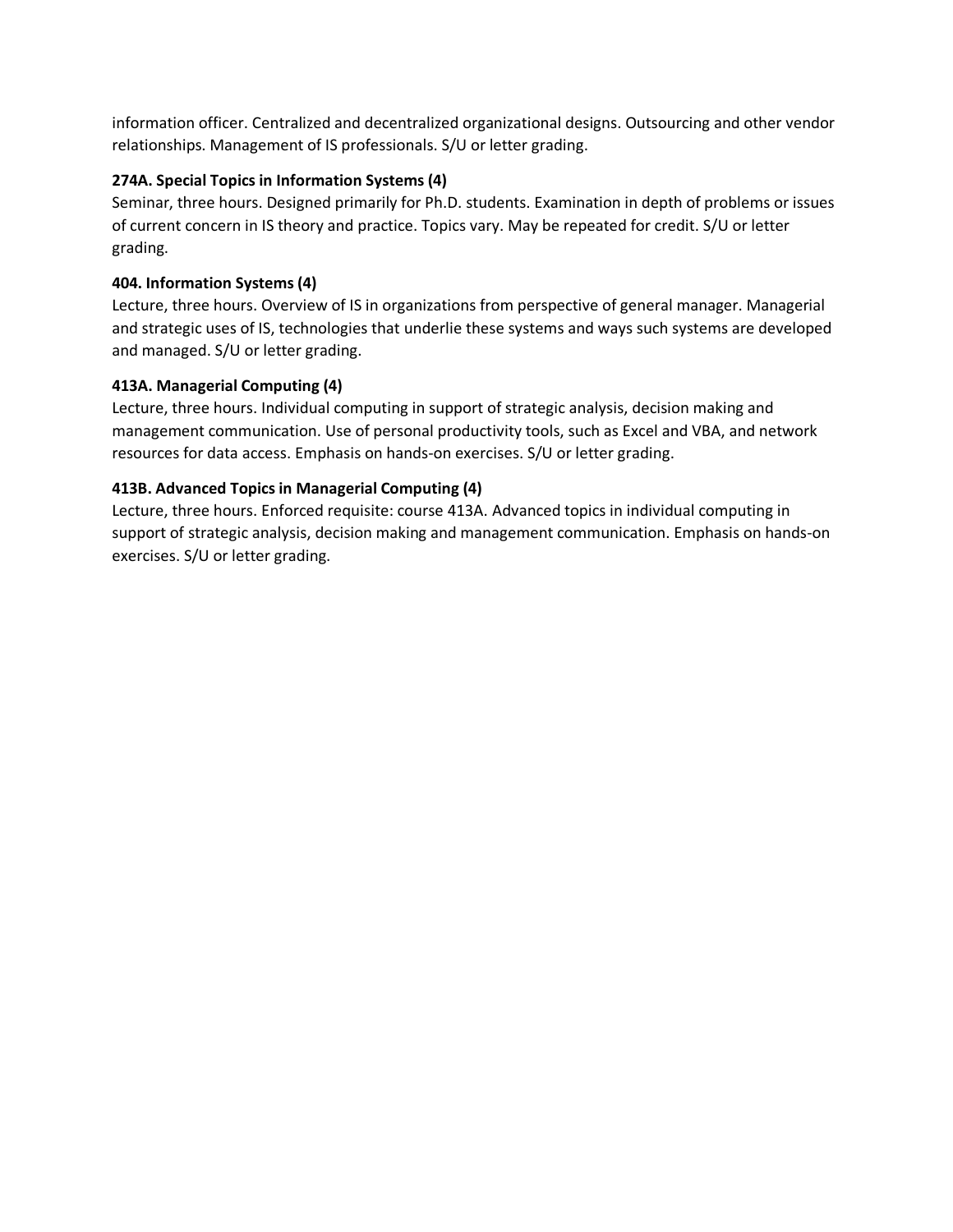information officer. Centralized and decentralized organizational designs. Outsourcing and other vendor relationships. Management of IS professionals. S/U or letter grading.

**274A. Special Topics in Information Systems (4)**
Seminar, three hours. Designed primarily for Ph.D. students. Examination in depth of problems or issues of current concern in IS theory and practice. Topics vary. May be repeated for credit. S/U or letter grading.

**404. Information Systems (4)**
Lecture, three hours. Overview of IS in organizations from perspective of general manager. Managerial and strategic uses of IS, technologies that underlie these systems and ways such systems are developed and managed. S/U or letter grading.

**413A. Managerial Computing (4)**
Lecture, three hours. Individual computing in support of strategic analysis, decision making and management communication. Use of personal productivity tools, such as Excel and VBA, and network resources for data access. Emphasis on hands-on exercises. S/U or letter grading.

**413B. Advanced Topics in Managerial Computing (4)**
Lecture, three hours. Enforced requisite: course 413A. Advanced topics in individual computing in support of strategic analysis, decision making and management communication. Emphasis on hands-on exercises. S/U or letter grading.